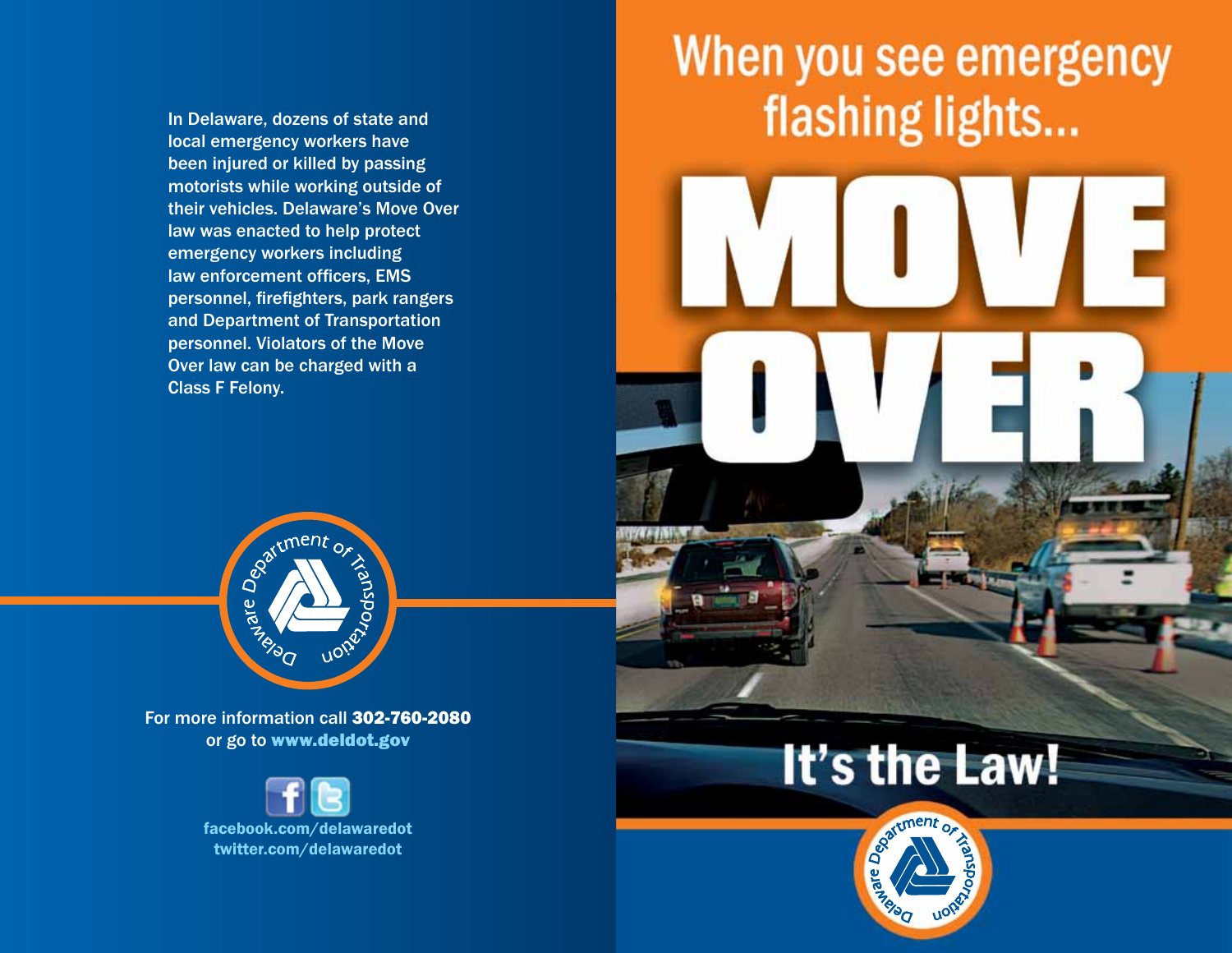In Delaware, dozens of state and local emergency workers have been injured or killed by passing motorists while working outside of their vehicles. Delaware's Move Over law was enacted to help protect emergency workers including law enforcement officers, EMS personnel, firefighters, park rangers and Department of Transportation personnel. Violators of the Move Over law can be charged with a Class F Felony.

Delaware Department of Transportation

For more information call **302-760-2080** or go to **www.deldot.gov**

facebook.com/delawaredot
twitter.com/delawaredot

# When you see emergency flashing lights...

# MOVE OVER

## It's the Law!

Delaware Department of Transportation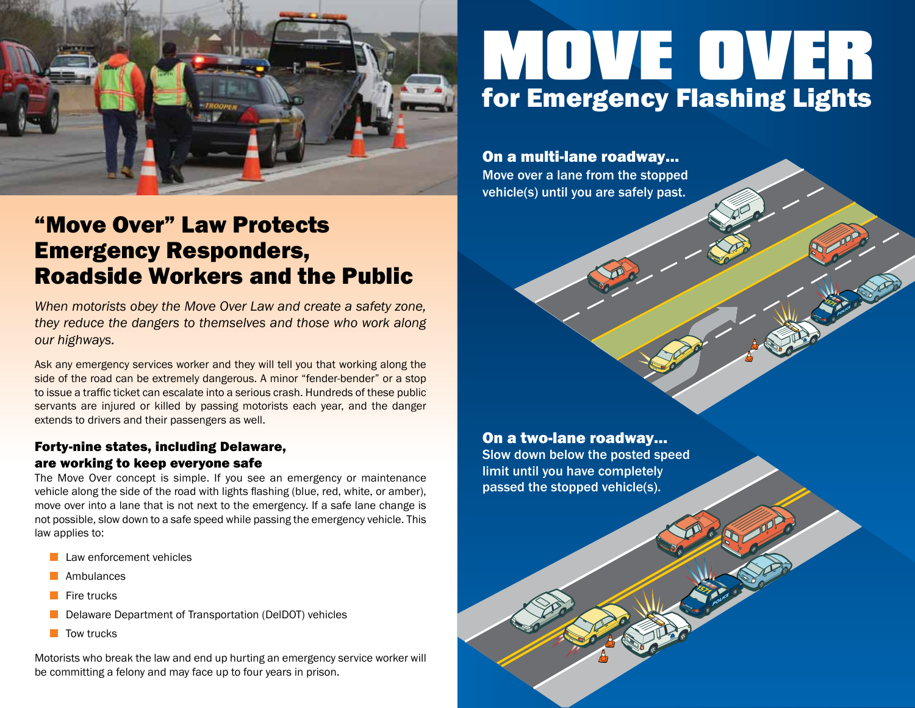# "Move Over" Law Protects Emergency Responders, Roadside Workers and the Public

*When motorists obey the Move Over Law and create a safety zone, they reduce the dangers to themselves and those who work along our highways.*

Ask any emergency services worker and they will tell you that working along the side of the road can be extremely dangerous. A minor "fender-bender" or a stop to issue a traffic ticket can escalate into a serious crash. Hundreds of these public servants are injured or killed by passing motorists each year, and the danger extends to drivers and their passengers as well.

### Forty-nine states, including Delaware, are working to keep everyone safe

The Move Over concept is simple. If you see an emergency or maintenance vehicle along the side of the road with lights flashing (blue, red, white, or amber), move over into a lane that is not next to the emergency. If a safe lane change is not possible, slow down to a safe speed while passing the emergency vehicle. This law applies to:

- Law enforcement vehicles
- Ambulances
- Fire trucks
- Delaware Department of Transportation (DelDOT) vehicles
- Tow trucks

Motorists who break the law and end up hurting an emergency service worker will be committing a felony and may face up to four years in prison.

# MOVE OVER

## for Emergency Flashing Lights

**On a multi-lane roadway...**
Move over a lane from the stopped vehicle(s) until you are safely past.

**On a two-lane roadway...**
Slow down below the posted speed limit until you have completely passed the stopped vehicle(s).